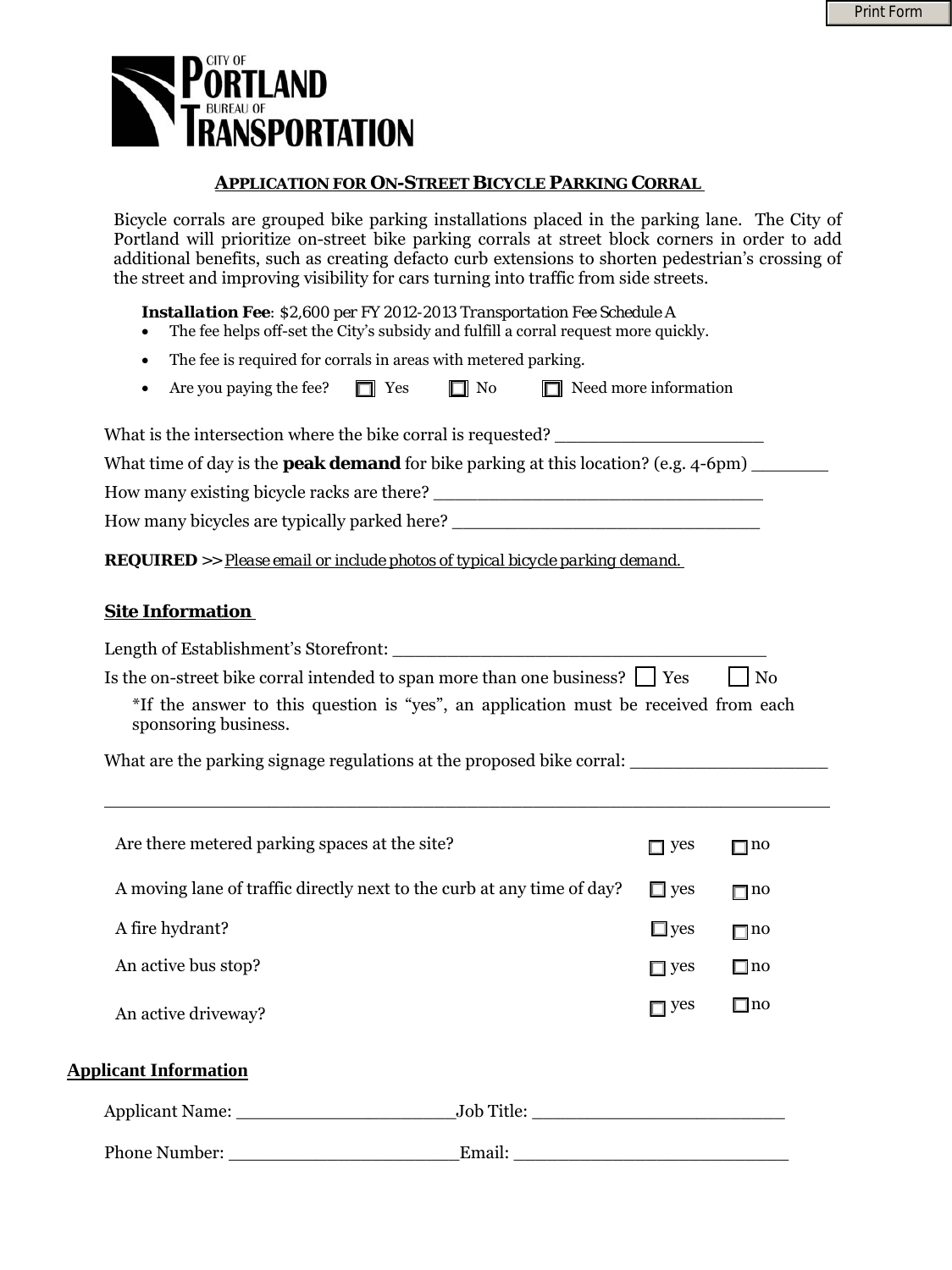CITY OF PORTLAND BUREAU OF TRANSPORTATION

## APPLICATION FOR ON-STREET BICYCLE PARKING CORRAL

Bicycle corrals are grouped bike parking installations placed in the parking lane. The City of Portland will prioritize on-street bike parking corrals at street block corners in order to add additional benefits, such as creating defacto curb extensions to shorten pedestrian's crossing of the street and improving visibility for cars turning into traffic from side streets.

***Installation Fee***: *$2,600 per FY 2012-2013 Transportation Fee Schedule A*

- The fee helps off-set the City's subsidy and fulfill a corral request more quickly.
- The fee is required for corrals in areas with metered parking.
- Are you paying the fee? ☐ Yes ☐ No ☐ Need more information

What is the intersection where the bike corral is requested? ___________________

What time of day is the **peak demand** for bike parking at this location? (e.g. 4-6pm) _______

How many existing bicycle racks are there? _____________________________

How many bicycles are typically parked here? ___________________________

***REQUIRED >>*** *Please email or include photos of typical bicycle parking demand.*

## Site Information

Length of Establishment's Storefront: ___________________________________

Is the on-street bike corral intended to span more than one business? ☐ Yes ☐ No

*If the answer to this question is "yes", an application must be received from each sponsoring business.

What are the parking signage regulations at the proposed bike corral: __________________

_____________________________________________________________________

| | | |
|---|---|---|
| Are there metered parking spaces at the site? | ☐ yes | ☐ no |
| A moving lane of traffic directly next to the curb at any time of day? | ☐ yes | ☐ no |
| A fire hydrant? | ☐ yes | ☐ no |
| An active bus stop? | ☐ yes | ☐ no |
| An active driveway? | ☐ yes | ☐ no |

## Applicant Information

Applicant Name: ____________________ Job Title: _______________________

Phone Number: ____________________ Email: __________________________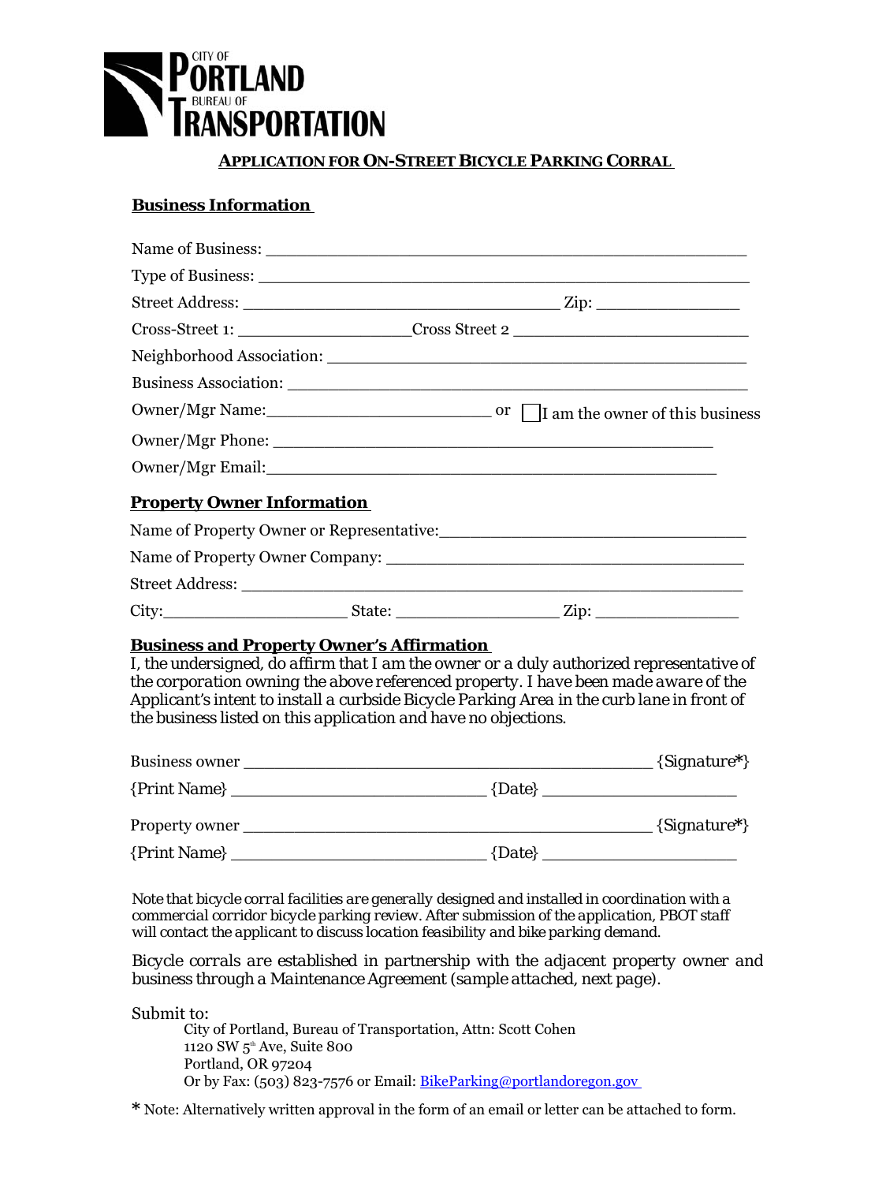CITY OF PORTLAND BUREAU OF TRANSPORTATION

# APPLICATION FOR ON-STREET BICYCLE PARKING CORRAL

## Business Information

Name of Business: ____________________________________________________

Type of Business: ____________________________________________________

Street Address: ___________________________________ Zip: ________________

Cross-Street 1: ___________________ Cross Street 2 __________________________

Neighborhood Association: ____________________________________________

Business Association: ________________________________________________

Owner/Mgr Name: _________________________ or ☐ I am the owner of this business

Owner/Mgr Phone: ________________________________________________

Owner/Mgr Email: ________________________________________________

## Property Owner Information

Name of Property Owner or Representative: ___________________________________

Name of Property Owner Company: ________________________________________

Street Address: _________________________________________________________

City: ____________________ State: __________________ Zip: ________________

## Business and Property Owner's Affirmation

I, the undersigned, do affirm that I am the owner or a duly authorized representative of the corporation owning the above referenced property. I have been made aware of the Applicant's intent to install a curbside Bicycle Parking Area in the curb lane in front of the business listed on this application and have no objections.

Business owner ______________________________________________ {Signature*}

{Print Name} _____________________________ {Date} ______________________

Property owner ______________________________________________ {Signature*}

{Print Name} _____________________________ {Date} ______________________

Note that bicycle corral facilities are generally designed and installed in coordination with a commercial corridor bicycle parking review. After submission of the application, PBOT staff will contact the applicant to discuss location feasibility and bike parking demand.

Bicycle corrals are established in partnership with the adjacent property owner and business through a Maintenance Agreement (sample attached, next page).

Submit to:

City of Portland, Bureau of Transportation, Attn: Scott Cohen
1120 SW 5th Ave, Suite 800
Portland, OR 97204
Or by Fax: (503) 823-7576 or Email: BikeParking@portlandoregon.gov

* Note: Alternatively written approval in the form of an email or letter can be attached to form.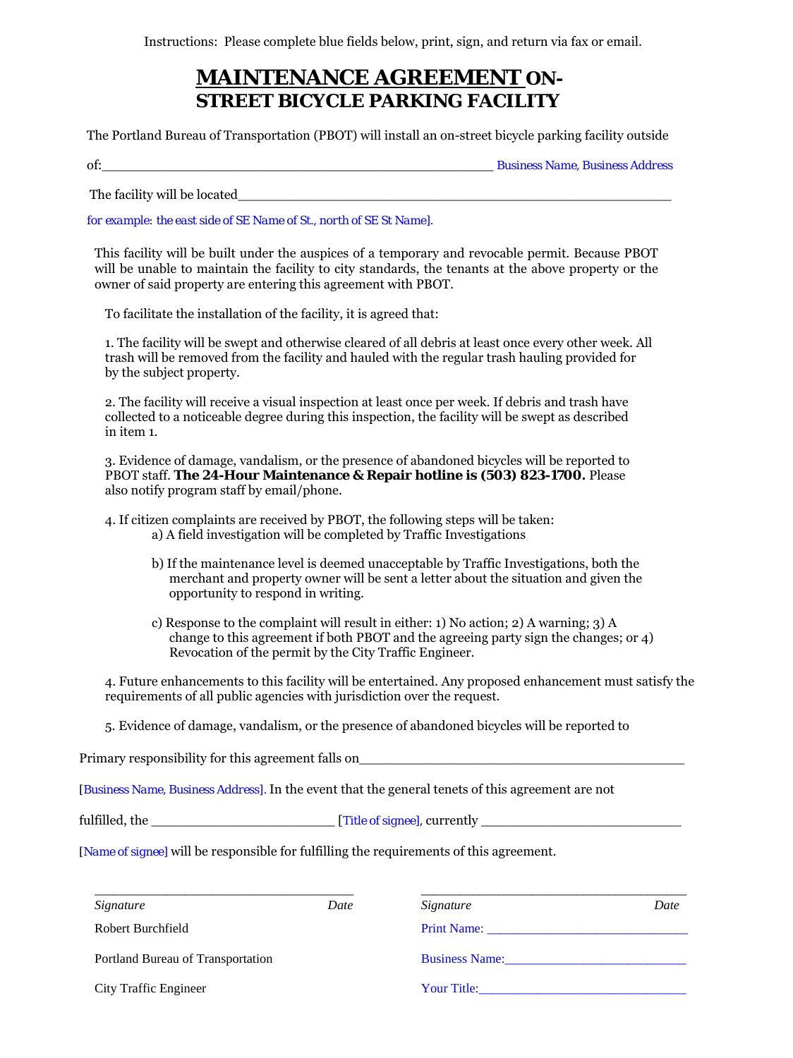Instructions: Please complete blue fields below, print, sign, and return via fax or email.

# MAINTENANCE AGREEMENT ON-STREET BICYCLE PARKING FACILITY

The Portland Bureau of Transportation (PBOT) will install an on-street bicycle parking facility outside

of:__________________________________________________ Business Name, Business Address

The facility will be located_____________________________________________________

for example: the east side of SE Name of St., north of SE St Name].

This facility will be built under the auspices of a temporary and revocable permit. Because PBOT will be unable to maintain the facility to city standards, the tenants at the above property or the owner of said property are entering this agreement with PBOT.

To facilitate the installation of the facility, it is agreed that:

1. The facility will be swept and otherwise cleared of all debris at least once every other week. All trash will be removed from the facility and hauled with the regular trash hauling provided for by the subject property.

2. The facility will receive a visual inspection at least once per week. If debris and trash have collected to a noticeable degree during this inspection, the facility will be swept as described in item 1.

3. Evidence of damage, vandalism, or the presence of abandoned bicycles will be reported to PBOT staff. **The 24-Hour Maintenance & Repair hotline is (503) 823-1700.** Please also notify program staff by email/phone.

4. If citizen complaints are received by PBOT, the following steps will be taken:
   a) A field investigation will be completed by Traffic Investigations

   b) If the maintenance level is deemed unacceptable by Traffic Investigations, both the merchant and property owner will be sent a letter about the situation and given the opportunity to respond in writing.

   c) Response to the complaint will result in either: 1) No action; 2) A warning; 3) A change to this agreement if both PBOT and the agreeing party sign the changes; or 4) Revocation of the permit by the City Traffic Engineer.

4. Future enhancements to this facility will be entertained. Any proposed enhancement must satisfy the requirements of all public agencies with jurisdiction over the request.

5. Evidence of damage, vandalism, or the presence of abandoned bicycles will be reported to

Primary responsibility for this agreement falls on_________________________________________

[Business Name, Business Address]. In the event that the general tenets of this agreement are not

fulfilled, the _______________________ [Title of signee], currently _________________________

[Name of signee] will be responsible for fulfilling the requirements of this agreement.

| | |
|---|---|
| ___________________________________ | ___________________________________ |
| *Signature* *Date* | *Signature* *Date* |
| Robert Burchfield | Print Name: ____________________________ |
| Portland Bureau of Transportation | Business Name:__________________________ |
| City Traffic Engineer | Your Title:______________________________ |